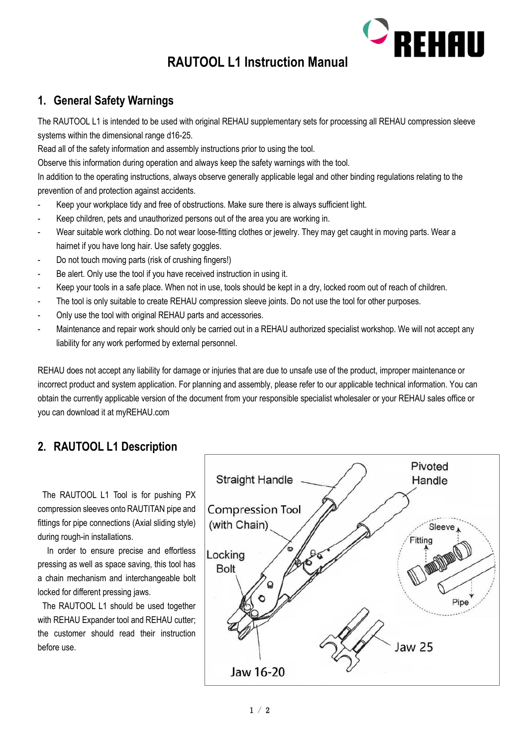# RAUTOOL L1 Instruction Manual

## 1. General Safety Warnings

The RAUTOOL L1 is intended to be used with original REHAU supplementary sets for processing all REHAU compression sleeve systems within the dimensional range d16-25.

Read all of the safety information and assembly instructions prior to using the tool.

Observe this information during operation and always keep the safety warnings with the tool.

In addition to the operating instructions, always observe generally applicable legal and other binding regulations relating to the prevention of and protection against accidents.

- Keep your workplace tidy and free of obstructions. Make sure there is always sufficient light.
- Keep children, pets and unauthorized persons out of the area you are working in.
- Wear suitable work clothing. Do not wear loose-fitting clothes or jewelry. They may get caught in moving parts. Wear a hairnet if you have long hair. Use safety goggles.
- Do not touch moving parts (risk of crushing fingers!)
- Be alert. Only use the tool if you have received instruction in using it.
- Keep your tools in a safe place. When not in use, tools should be kept in a dry, locked room out of reach of children.
- The tool is only suitable to create REHAU compression sleeve joints. Do not use the tool for other purposes.
- Only use the tool with original REHAU parts and accessories.
- Maintenance and repair work should only be carried out in a REHAU authorized specialist workshop. We will not accept any liability for any work performed by external personnel.

REHAU does not accept any liability for damage or injuries that are due to unsafe use of the product, improper maintenance or incorrect product and system application. For planning and assembly, please refer to our applicable technical information. You can obtain the currently applicable version of the document from your responsible specialist wholesaler or your REHAU sales office or you can download it at myREHAU.com

## 2. RAUTOOL L1 Description

The RAUTOOL L1 Tool is for pushing PX compression sleeves onto RAUTITAN pipe and fittings for pipe connections (Axial sliding style) during rough-in installations.

In order to ensure precise and effortless pressing as well as space saving, this tool has a chain mechanism and interchangeable bolt locked for different pressing jaws.

The RAUTOOL L1 should be used together with REHAU Expander tool and REHAU cutter; the customer should read their instruction before use.

Straight Handle

Pivoted Handle

Compression Tool (with Chain)

Sleeve

Fitting

Locking Bolt

Pipe

Jaw 25

Jaw 16-20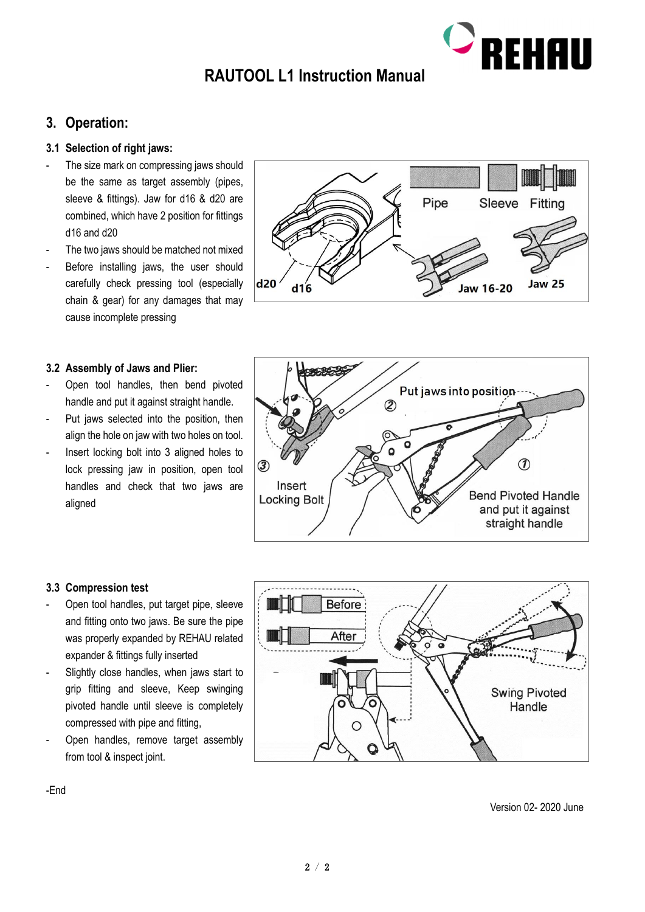# RAUTOOL L1 Instruction Manual

## 3. Operation:

### 3.1 Selection of right jaws:

- The size mark on compressing jaws should be the same as target assembly (pipes, sleeve & fittings). Jaw for d16 & d20 are combined, which have 2 position for fittings d16 and d20
- The two jaws should be matched not mixed
- Before installing jaws, the user should carefully check pressing tool (especially chain & gear) for any damages that may cause incomplete pressing

d20
d16
Pipe
Sleeve
Fitting
Jaw 16-20
Jaw 25

### 3.2 Assembly of Jaws and Plier:

- Open tool handles, then bend pivoted handle and put it against straight handle.
- Put jaws selected into the position, then align the hole on jaw with two holes on tool.
- Insert locking bolt into 3 aligned holes to lock pressing jaw in position, open tool handles and check that two jaws are aligned

Put jaws into position ②
① Bend Pivoted Handle and put it against straight handle
③ Insert Locking Bolt

### 3.3 Compression test

- Open tool handles, put target pipe, sleeve and fitting onto two jaws. Be sure the pipe was properly expanded by REHAU related expander & fittings fully inserted
- Slightly close handles, when jaws start to grip fitting and sleeve, Keep swinging pivoted handle until sleeve is completely compressed with pipe and fitting,
- Open handles, remove target assembly from tool & inspect joint.

Before
After
Swing Pivoted Handle

-End

Version 02- 2020 June